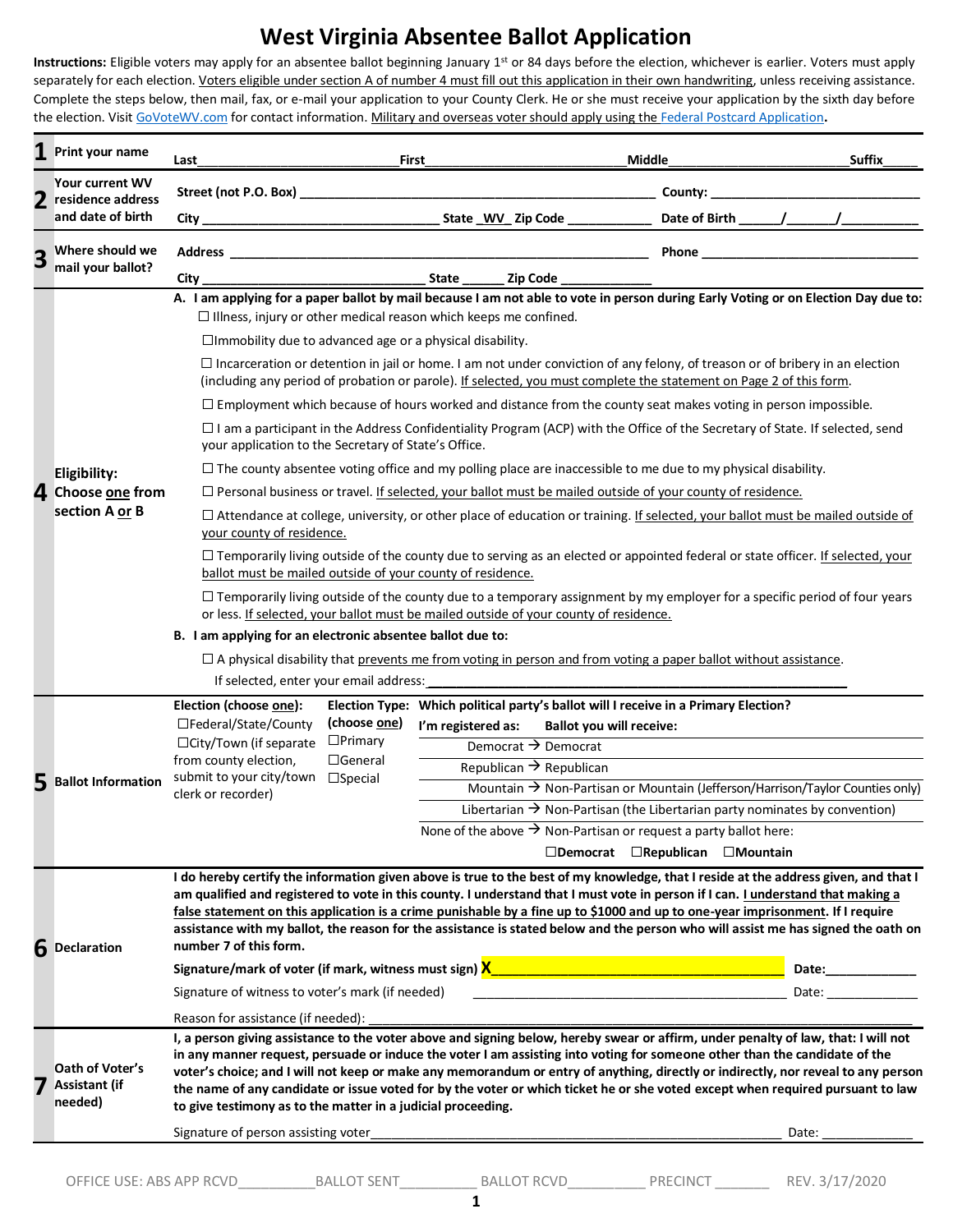# West Virginia Absentee Ballot Application

**Instructions:** Eligible voters may apply for an absentee ballot beginning January 1st or 84 days before the election, whichever is earlier. Voters must apply separately for each election. Voters eligible under section A of number 4 must fill out this application in their own handwriting, unless receiving assistance. Complete the steps below, then mail, fax, or e-mail your application to your County Clerk. He or she must receive your application by the sixth day before the election. Visit GoVoteWV.com for contact information. Military and overseas voter should apply using the Federal Postcard Application.

**1 Print your name**

Last\_\_\_\_\_\_\_\_\_\_\_\_\_\_\_\_\_\_\_\_ First\_\_\_\_\_\_\_\_\_\_\_\_\_\_\_\_\_\_\_\_ Middle\_\_\_\_\_\_\_\_\_\_\_\_\_\_\_\_\_\_\_\_ Suffix\_\_\_\_\_

**2 Your current WV residence address and date of birth**

Street (not P.O. Box) \_\_\_\_\_\_\_\_\_\_\_\_\_\_\_\_\_\_\_\_\_\_\_\_\_\_\_\_\_\_ County: \_\_\_\_\_\_\_\_\_\_\_\_\_\_\_\_\_\_\_\_

City \_\_\_\_\_\_\_\_\_\_\_\_\_\_\_\_\_\_\_\_ State \_WV\_ Zip Code \_\_\_\_\_\_\_\_\_\_ Date of Birth \_\_\_\_\_/\_\_\_\_\_/\_\_\_\_\_\_\_

**3 Where should we mail your ballot?**

Address \_\_\_\_\_\_\_\_\_\_\_\_\_\_\_\_\_\_\_\_\_\_\_\_\_\_\_\_\_\_ Phone \_\_\_\_\_\_\_\_\_\_\_\_\_\_\_\_\_\_\_\_

City \_\_\_\_\_\_\_\_\_\_\_\_\_\_\_\_\_\_\_\_ State \_\_\_\_\_ Zip Code \_\_\_\_\_\_\_\_\_\_

**4 Eligibility: Choose one from section A or B**

**A. I am applying for a paper ballot by mail because I am not able to vote in person during Early Voting or on Election Day due to:**

- ☐ Illness, injury or other medical reason which keeps me confined.
- ☐ Immobility due to advanced age or a physical disability.
- ☐ Incarceration or detention in jail or home. I am not under conviction of any felony, of treason or of bribery in an election (including any period of probation or parole). If selected, you must complete the statement on Page 2 of this form.
- ☐ Employment which because of hours worked and distance from the county seat makes voting in person impossible.
- ☐ I am a participant in the Address Confidentiality Program (ACP) with the Office of the Secretary of State. If selected, send your application to the Secretary of State's Office.
- ☐ The county absentee voting office and my polling place are inaccessible to me due to my physical disability.
- ☐ Personal business or travel. If selected, your ballot must be mailed outside of your county of residence.
- ☐ Attendance at college, university, or other place of education or training. If selected, your ballot must be mailed outside of your county of residence.
- ☐ Temporarily living outside of the county due to serving as an elected or appointed federal or state officer. If selected, your ballot must be mailed outside of your county of residence.
- ☐ Temporarily living outside of the county due to a temporary assignment by my employer for a specific period of four years or less. If selected, your ballot must be mailed outside of your county of residence.

**B. I am applying for an electronic absentee ballot due to:**

- ☐ A physical disability that prevents me from voting in person and from voting a paper ballot without assistance.

If selected, enter your email address: \_\_\_\_\_\_\_\_\_\_\_\_\_\_\_\_\_\_\_\_\_\_\_\_\_\_\_\_\_\_

**5 Ballot Information**

**Election (choose one):**
- ☐ Federal/State/County
- ☐ City/Town (if separate from county election, submit to your city/town clerk or recorder)

**Election Type: (choose one)**
- ☐ Primary
- ☐ General
- ☐ Special

**Which political party's ballot will I receive in a Primary Election?**

| I'm registered as: | Ballot you will receive: |
|---|---|
| Democrat → | Democrat |
| Republican → | Republican |
| Mountain → | Non-Partisan or Mountain (Jefferson/Harrison/Taylor Counties only) |
| Libertarian → | Non-Partisan (the Libertarian party nominates by convention) |
| None of the above → | Non-Partisan or request a party ballot here: ☐Democrat ☐Republican ☐Mountain |

**6 Declaration**

**I do hereby certify the information given above is true to the best of my knowledge, that I reside at the address given, and that I am qualified and registered to vote in this county. I understand that I must vote in person if I can. I understand that making a false statement on this application is a crime punishable by a fine up to $1000 and up to one-year imprisonment. If I require assistance with my ballot, the reason for the assistance is stated below and the person who will assist me has signed the oath on number 7 of this form.**

**Signature/mark of voter (if mark, witness must sign) X**\_\_\_\_\_\_\_\_\_\_\_\_\_\_\_\_\_\_\_\_\_\_\_\_\_\_\_\_\_\_ **Date:**\_\_\_\_\_\_\_\_\_\_

Signature of witness to voter's mark (if needed) \_\_\_\_\_\_\_\_\_\_\_\_\_\_\_\_\_\_\_\_\_\_\_\_\_\_\_\_\_\_ Date: \_\_\_\_\_\_\_\_\_\_

Reason for assistance (if needed): \_\_\_\_\_\_\_\_\_\_\_\_\_\_\_\_\_\_\_\_\_\_\_\_\_\_\_\_\_\_

**7 Oath of Voter's Assistant (if needed)**

**I, a person giving assistance to the voter above and signing below, hereby swear or affirm, under penalty of law, that: I will not in any manner request, persuade or induce the voter I am assisting into voting for someone other than the candidate of the voter's choice; and I will not keep or make any memorandum or entry of anything, directly or indirectly, nor reveal to any person the name of any candidate or issue voted for by the voter or which ticket he or she voted except when required pursuant to law to give testimony as to the matter in a judicial proceeding.**

Signature of person assisting voter\_\_\_\_\_\_\_\_\_\_\_\_\_\_\_\_\_\_\_\_\_\_\_\_\_\_\_\_\_\_ Date: \_\_\_\_\_\_\_\_\_\_

OFFICE USE: ABS APP RCVD\_\_\_\_\_\_\_\_ BALLOT SENT\_\_\_\_\_\_\_\_ BALLOT RCVD\_\_\_\_\_\_\_\_ PRECINCT \_\_\_\_\_\_ REV. 3/17/2020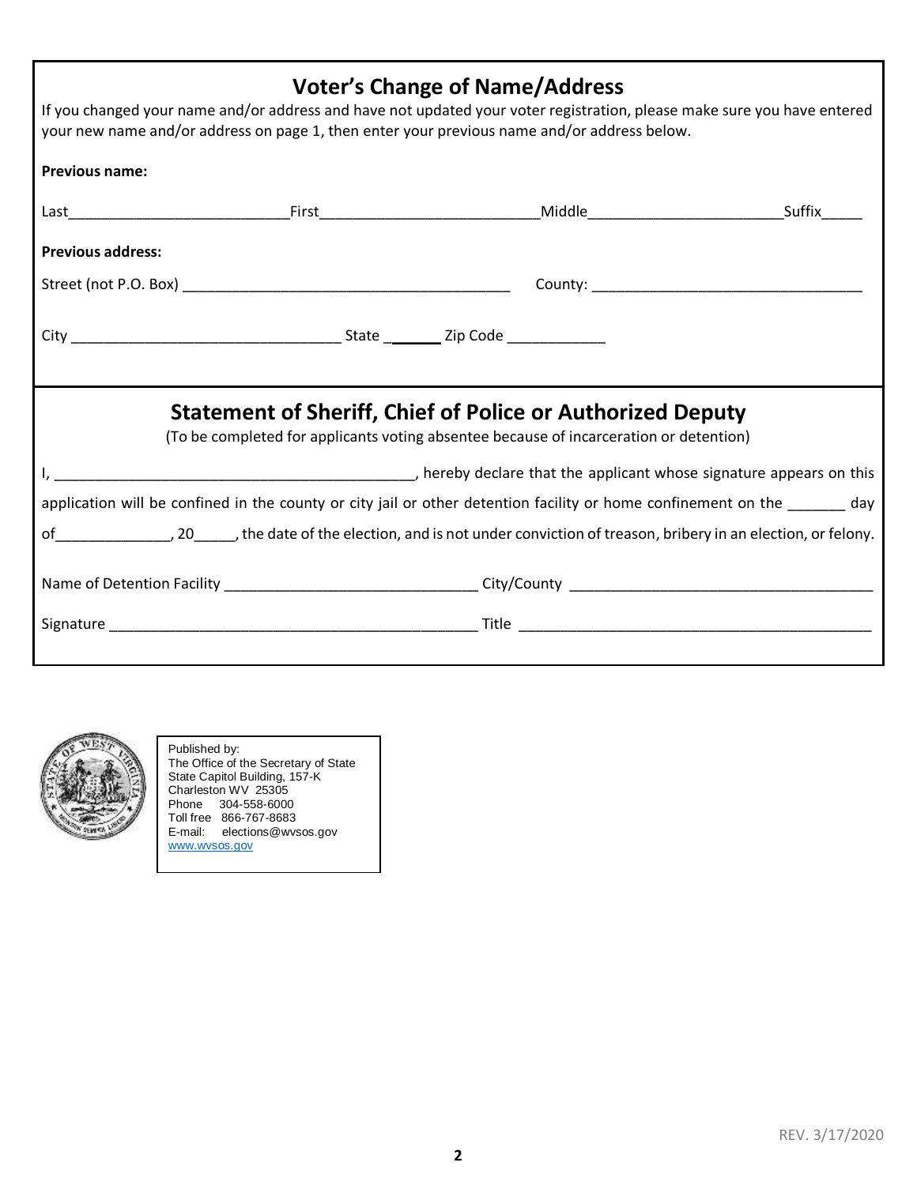## Voter's Change of Name/Address

If you changed your name and/or address and have not updated your voter registration, please make sure you have entered your new name and/or address on page 1, then enter your previous name and/or address below.

**Previous name:**

Last___________________________First___________________________Middle________________________Suffix_____

**Previous address:**

Street (not P.O. Box) ________________________________________ County: _________________________________

City _________________________________ State _______ Zip Code ____________

## Statement of Sheriff, Chief of Police or Authorized Deputy

(To be completed for applicants voting absentee because of incarceration or detention)

I, _____________________________________________, hereby declare that the applicant whose signature appears on this application will be confined in the county or city jail or other detention facility or home confinement on the _______ day of______________, 20_____, the date of the election, and is not under conviction of treason, bribery in an election, or felony.

Name of Detention Facility ______________________________ City/County ____________________________________

Signature _____________________________________________ Title ___________________________________________

Published by:
The Office of the Secretary of State
State Capitol Building, 157-K
Charleston WV 25305
Phone 304-558-6000
Toll free 866-767-8683
E-mail: elections@wvsos.gov
www.wvsos.gov

REV. 3/17/2020